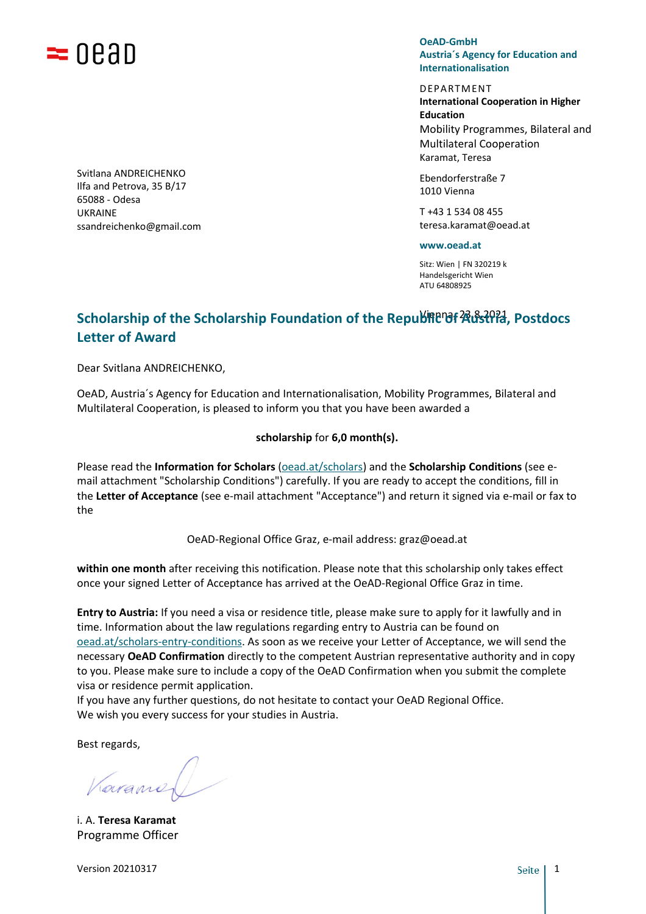oead

**OeAD-GmbH**
**Austria´s Agency for Education and Internationalisation**

DEPARTMENT
**International Cooperation in Higher Education**
Mobility Programmes, Bilateral and Multilateral Cooperation
Karamat, Teresa

Ebendorferstraße 7
1010 Vienna

T +43 1 534 08 455
teresa.karamat@oead.at

**www.oead.at**

Sitz: Wien | FN 320219 k
Handelsgericht Wien
ATU 64808925

Svitlana ANDREICHENKO
Ilfa and Petrova, 35 B/17
65088 - Odesa
UKRAINE
ssandreichenko@gmail.com

Vienna, 23.8.2021

## Scholarship of the Scholarship Foundation of the Republic of Austria, Postdocs Letter of Award

Dear Svitlana ANDREICHENKO,

OeAD, Austria´s Agency for Education and Internationalisation, Mobility Programmes, Bilateral and Multilateral Cooperation, is pleased to inform you that you have been awarded a

**scholarship** for **6,0 month(s).**

Please read the **Information for Scholars** (oead.at/scholars) and the **Scholarship Conditions** (see e-mail attachment "Scholarship Conditions") carefully. If you are ready to accept the conditions, fill in the **Letter of Acceptance** (see e-mail attachment "Acceptance") and return it signed via e-mail or fax to the

OeAD-Regional Office Graz, e-mail address: graz@oead.at

**within one month** after receiving this notification. Please note that this scholarship only takes effect once your signed Letter of Acceptance has arrived at the OeAD-Regional Office Graz in time.

**Entry to Austria:** If you need a visa or residence title, please make sure to apply for it lawfully and in time. Information about the law regulations regarding entry to Austria can be found on oead.at/scholars-entry-conditions. As soon as we receive your Letter of Acceptance, we will send the necessary **OeAD Confirmation** directly to the competent Austrian representative authority and in copy to you. Please make sure to include a copy of the OeAD Confirmation when you submit the complete visa or residence permit application.
If you have any further questions, do not hesitate to contact your OeAD Regional Office.
We wish you every success for your studies in Austria.

Best regards,

i. A. **Teresa Karamat**
Programme Officer

Version 20210317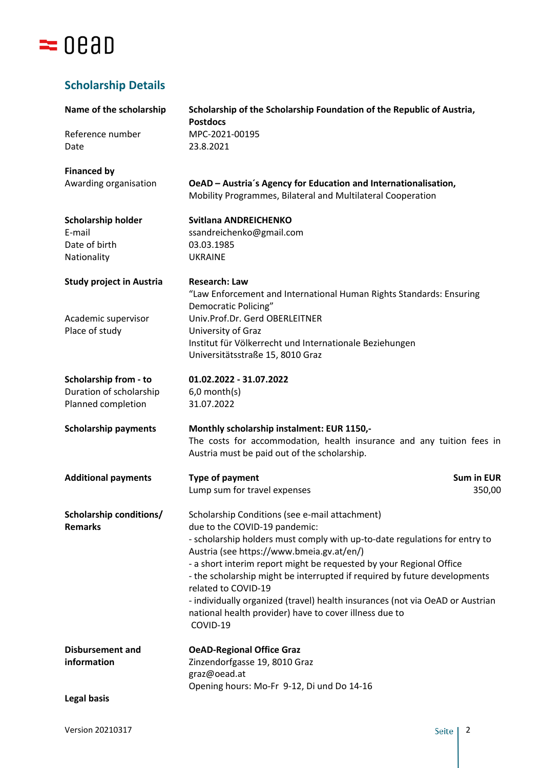## Scholarship Details

| | |
|---|---|
| **Name of the scholarship** | **Scholarship of the Scholarship Foundation of the Republic of Austria, Postdocs** |
| Reference number | MPC-2021-00195 |
| Date | 23.8.2021 |
| **Financed by** | |
| Awarding organisation | **OeAD – Austria´s Agency for Education and Internationalisation,** Mobility Programmes, Bilateral and Multilateral Cooperation |
| **Scholarship holder** | **Svitlana ANDREICHENKO** |
| E-mail | ssandreichenko@gmail.com |
| Date of birth | 03.03.1985 |
| Nationality | UKRAINE |
| **Study project in Austria** | **Research: Law** "Law Enforcement and International Human Rights Standards: Ensuring Democratic Policing" |
| Academic supervisor | Univ.Prof.Dr. Gerd OBERLEITNER |
| Place of study | University of Graz<br>Institut für Völkerrecht und Internationale Beziehungen<br>Universitätsstraße 15, 8010 Graz |
| **Scholarship from - to** | **01.02.2022 - 31.07.2022** |
| Duration of scholarship | 6,0 month(s) |
| Planned completion | 31.07.2022 |
| **Scholarship payments** | **Monthly scholarship instalment: EUR 1150,-**<br>The costs for accommodation, health insurance and any tuition fees in Austria must be paid out of the scholarship. |
| **Additional payments** | **Type of payment** — **Sum in EUR**<br>Lump sum for travel expenses — 350,00 |
| **Scholarship conditions/ Remarks** | Scholarship Conditions (see e-mail attachment)<br>due to the COVID-19 pandemic:<br>- scholarship holders must comply with up-to-date regulations for entry to Austria (see https://www.bmeia.gv.at/en/)<br>- a short interim report might be requested by your Regional Office<br>- the scholarship might be interrupted if required by future developments related to COVID-19<br>- individually organized (travel) health insurances (not via OeAD or Austrian national health provider) have to cover illness due to COVID-19 |
| **Disbursement and information** | **OeAD-Regional Office Graz**<br>Zinzendorfgasse 19, 8010 Graz<br>graz@oead.at<br>Opening hours: Mo-Fr 9-12, Di und Do 14-16 |
| **Legal basis** | |

Version 20210317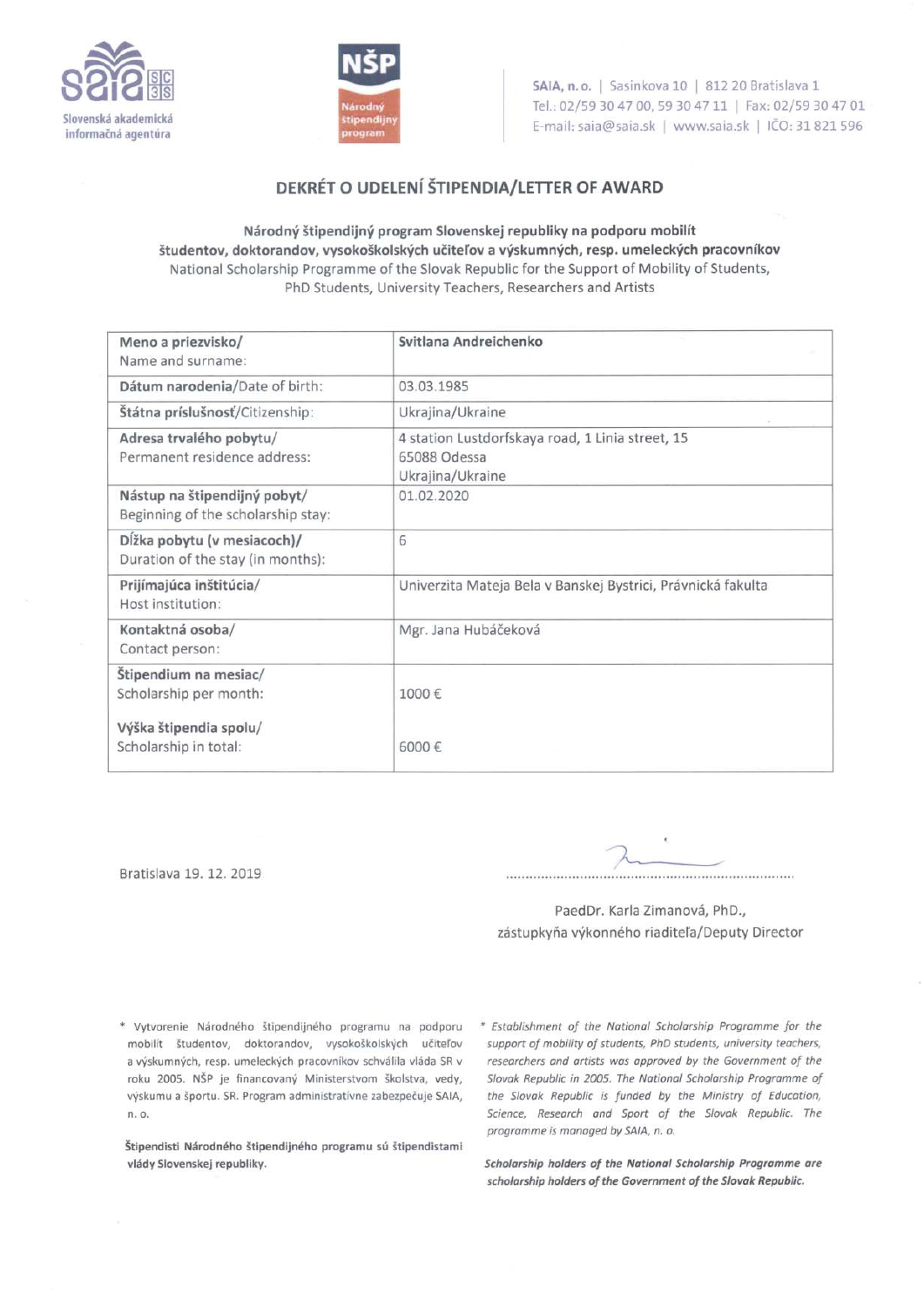Slovenská akademická informačná agentúra

Národný štipendijný program

SAIA, n. o. | Sasinkova 10 | 812 20 Bratislava 1
Tel.: 02/59 30 47 00, 59 30 47 11 | Fax: 02/59 30 47 01
E-mail: saia@saia.sk | www.saia.sk | IČO: 31 821 596

# DEKRÉT O UDELENÍ ŠTIPENDIA/LETTER OF AWARD

**Národný štipendijný program Slovenskej republiky na podporu mobilít študentov, doktorandov, vysokoškolských učiteľov a výskumných, resp. umeleckých pracovníkov**
National Scholarship Programme of the Slovak Republic for the Support of Mobility of Students, PhD Students, University Teachers, Researchers and Artists

| | |
|---|---|
| **Meno a priezvisko/** Name and surname: | **Svitlana Andreichenko** |
| **Dátum narodenia**/Date of birth: | 03.03.1985 |
| **Štátna príslušnosť**/Citizenship: | Ukrajina/Ukraine |
| **Adresa trvalého pobytu/** Permanent residence address: | 4 station Lustdorfskaya road, 1 Linia street, 15<br>65088 Odessa<br>Ukrajina/Ukraine |
| **Nástup na štipendijný pobyt/** Beginning of the scholarship stay: | 01.02.2020 |
| **Dĺžka pobytu (v mesiacoch)/** Duration of the stay (in months): | 6 |
| **Prijímajúca inštitúcia/** Host institution: | Univerzita Mateja Bela v Banskej Bystrici, Právnická fakulta |
| **Kontaktná osoba/** Contact person: | Mgr. Jana Hubáčeková |
| **Štipendium na mesiac/** Scholarship per month:<br><br>**Výška štipendia spolu/** Scholarship in total: | 1000 €<br><br>6000 € |

Bratislava 19. 12. 2019

..................................................................................

PaedDr. Karla Zimanová, PhD.,
zástupkyňa výkonného riaditeľa/Deputy Director

\* Vytvorenie Národného štipendijného programu na podporu mobilít študentov, doktorandov, vysokoškolských učiteľov a výskumných, resp. umeleckých pracovníkov schválila vláda SR v roku 2005. NŠP je financovaný Ministerstvom školstva, vedy, výskumu a športu. SR. Program administratívne zabezpečuje SAIA, n. o.

**Štipendisti Národného štipendijného programu sú štipendistami vlády Slovenskej republiky.**

*\* Establishment of the National Scholarship Programme for the support of mobility of students, PhD students, university teachers, researchers and artists was approved by the Government of the Slovak Republic in 2005. The National Scholarship Programme of the Slovak Republic is funded by the Ministry of Education, Science, Research and Sport of the Slovak Republic. The programme is managed by SAIA, n. o.*

***Scholarship holders of the National Scholarship Programme are scholarship holders of the Government of the Slovak Republic.***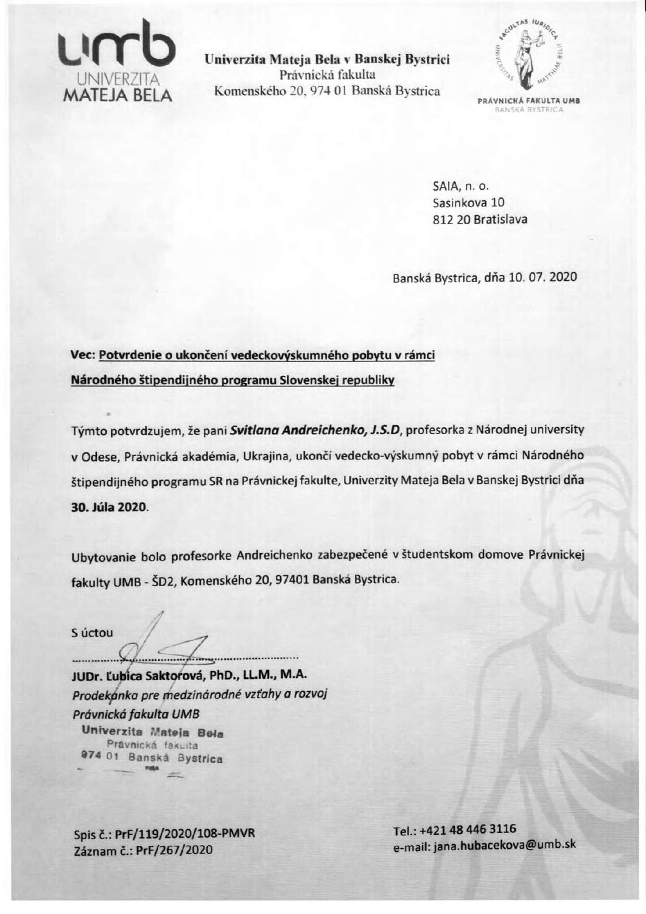**Univerzita Mateja Bela v Banskej Bystrici**
Právnická fakulta
Komenského 20, 974 01 Banská Bystrica

PRÁVNICKÁ FAKULTA UMB
BANSKÁ BYSTRICA

SAIA, n. o.
Sasinkova 10
812 20 Bratislava

Banská Bystrica, dňa 10. 07. 2020

**Vec: Potvrdenie o ukončení vedeckovýskumného pobytu v rámci Národného štipendijného programu Slovenskej republiky**

Týmto potvrdzujem, že pani ***Svitlana Andreichenko, J.S.D***, profesorka z Národnej university v Odese, Právnická akadémia, Ukrajina, ukončí vedecko-výskumný pobyt v rámci Národného štipendijného programu SR na Právnickej fakulte, Univerzity Mateja Bela v Banskej Bystrici dňa **30. Júla 2020**.

Ubytovanie bolo profesorke Andreichenko zabezpečené v študentskom domove Právnickej fakulty UMB - ŠD2, Komenského 20, 97401 Banská Bystrica.

S úctou

**JUDr. Ľubica Saktorová, PhD., LL.M., M.A.**
*Prodekanka pre medzinárodné vzťahy a rozvoj*
*Právnická fakulta UMB*

Univerzita Mateja Bela
Právnická fakulta
974 01 Banská Bystrica

Spis č.: PrF/119/2020/108-PMVR
Záznam č.: PrF/267/2020

Tel.: +421 48 446 3116
e-mail: jana.hubacekova@umb.sk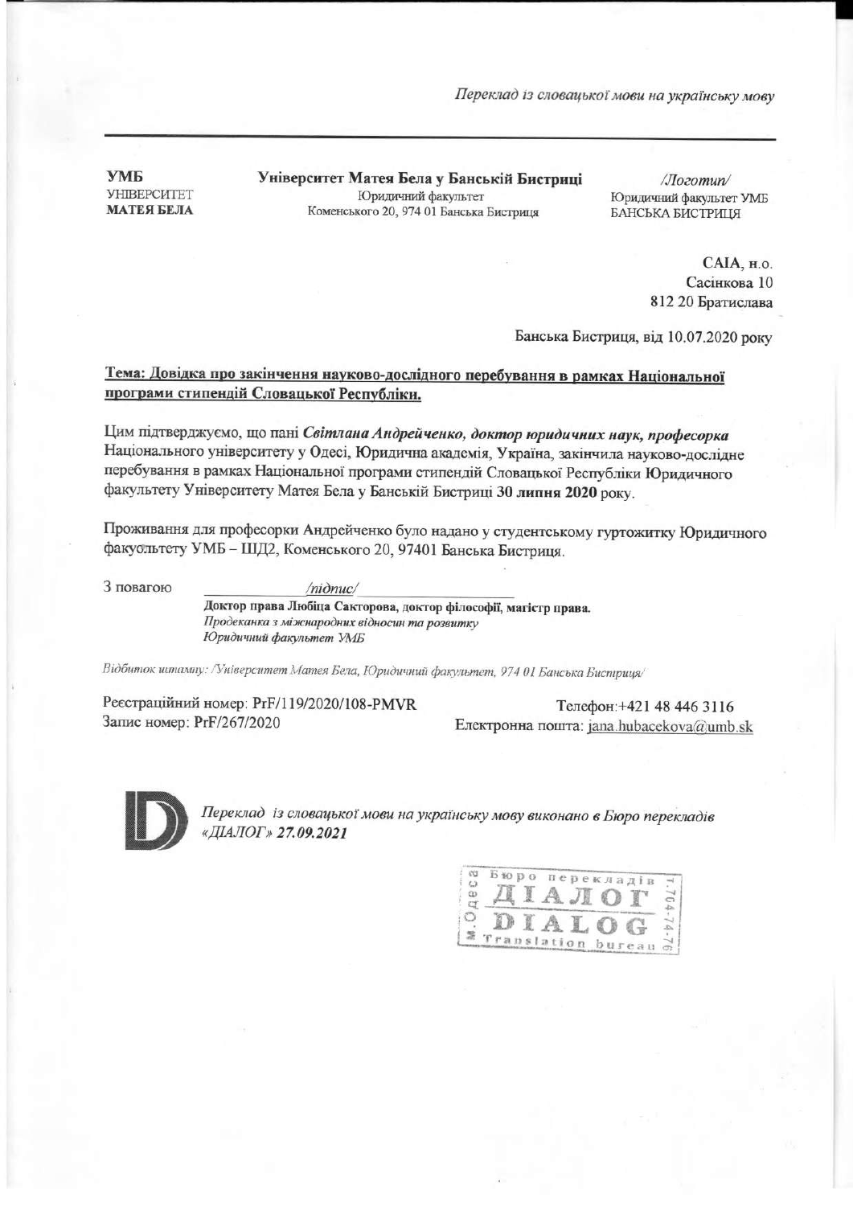*Переклад із словацької мови на українську мову*

---

**УМБ**
УНІВЕРСИТЕТ
**МАТЕЯ БЕЛА**

**Університет Матея Бела у Банській Бистриці**
Юридичний факультет
Коменського 20, 974 01 Банська Бистриця

*/Логотип/*
Юридичний факультет УМБ
БАНСЬКА БИСТРИЦЯ

САІА, н.о.
Сасінкова 10
812 20 Братислава

Банська Бистриця, від 10.07.2020 року

**Тема: Довідка про закінчення науково-дослідного перебування в рамках Національної програми стипендій Словацької Республіки.**

Цим підтверджуємо, що пані ***Світлана Андрейченко, доктор юридичних наук, професорка*** Національного університету у Одесі, Юридична академія, Україна, закінчила науково-дослідне перебування в рамках Національної програми стипендій Словацької Республіки Юридичного факультету Університету Матея Бела у Банській Бистриці **30 липня 2020** року.

Проживання для професорки Андрейченко було надано у студентському гуртожитку Юридичного факультету УМБ – ШД2, Коменського 20, 97401 Банська Бистриця.

З повагою *\/підпис\/*

**Доктор права Любіца Сакторова, доктор філософії, магістр права.**
*Продеканка з міжнародних відносин та розвитку*
*Юридичний факультет УМБ*

*Відбиток штампу: /Університет Матея Бела, Юридичний факультет, 974 01 Банська Бистриця/*

Реєстраційний номер: PrF/119/2020/108-PMVR
Запис номер: PrF/267/2020

Телефон:+421 48 446 3116
Електронна пошта: jana.hubacekova@umb.sk

*Переклад із словацької мови на українську мову виконано в Бюро перекладів «ДІАЛОГ» 27.09.2021*

м. Одеса Бюро перекладів ДІАЛОГ DIALOG Translation bureau т.704-74-76